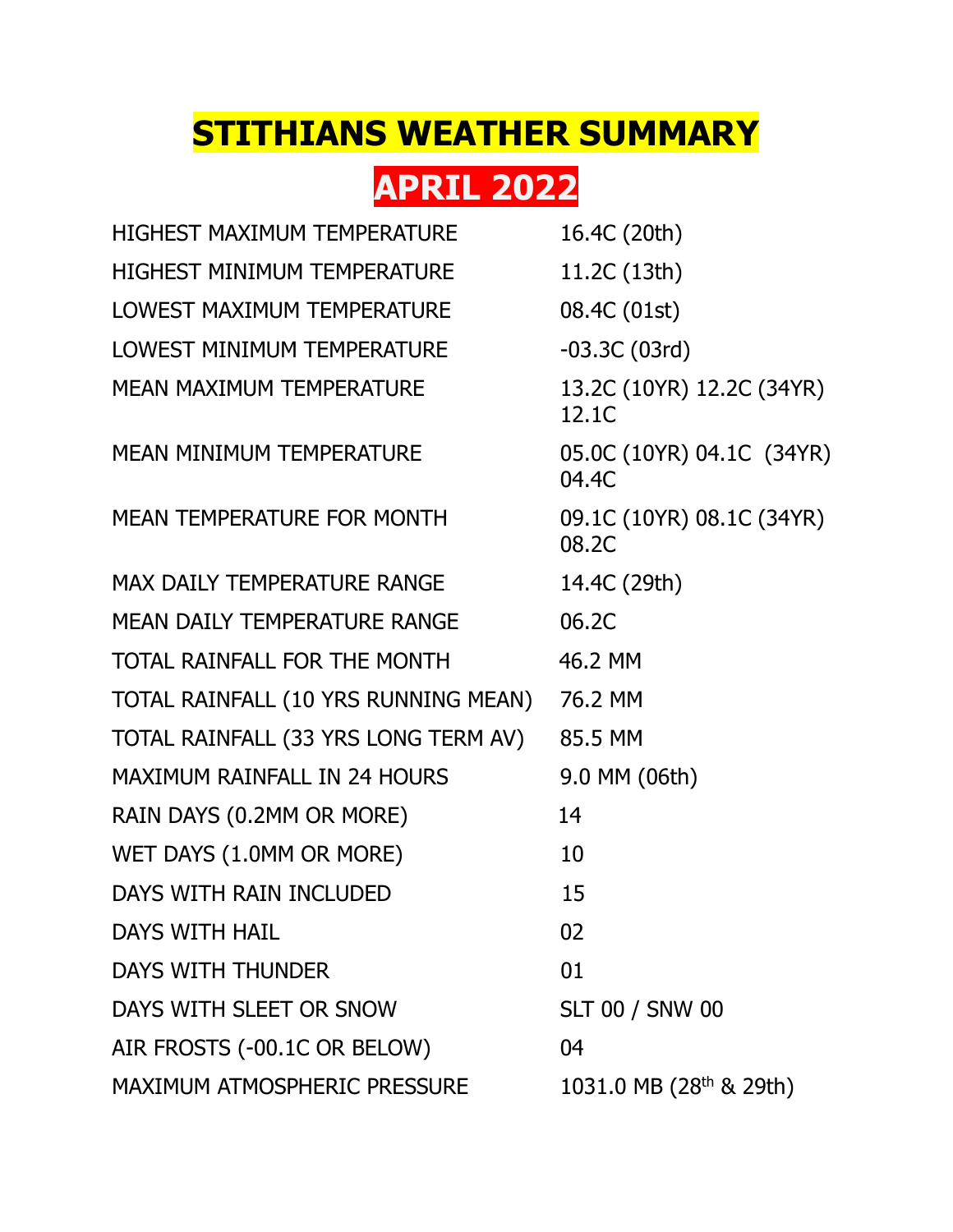# STITHIANS WEATHER SUMMARY

# APRIL 2022

| | |
|---|---|
| HIGHEST MAXIMUM TEMPERATURE | 16.4C (20th) |
| HIGHEST MINIMUM TEMPERATURE | 11.2C (13th) |
| LOWEST MAXIMUM TEMPERATURE | 08.4C (01st) |
| LOWEST MINIMUM TEMPERATURE | -03.3C (03rd) |
| MEAN MAXIMUM TEMPERATURE | 13.2C (10YR) 12.2C (34YR) 12.1C |
| MEAN MINIMUM TEMPERATURE | 05.0C (10YR) 04.1C (34YR) 04.4C |
| MEAN TEMPERATURE FOR MONTH | 09.1C (10YR) 08.1C (34YR) 08.2C |
| MAX DAILY TEMPERATURE RANGE | 14.4C (29th) |
| MEAN DAILY TEMPERATURE RANGE | 06.2C |
| TOTAL RAINFALL FOR THE MONTH | 46.2 MM |
| TOTAL RAINFALL (10 YRS RUNNING MEAN) | 76.2 MM |
| TOTAL RAINFALL (33 YRS LONG TERM AV) | 85.5 MM |
| MAXIMUM RAINFALL IN 24 HOURS | 9.0 MM (06th) |
| RAIN DAYS (0.2MM OR MORE) | 14 |
| WET DAYS (1.0MM OR MORE) | 10 |
| DAYS WITH RAIN INCLUDED | 15 |
| DAYS WITH HAIL | 02 |
| DAYS WITH THUNDER | 01 |
| DAYS WITH SLEET OR SNOW | SLT 00 / SNW 00 |
| AIR FROSTS (-00.1C OR BELOW) | 04 |
| MAXIMUM ATMOSPHERIC PRESSURE | 1031.0 MB (28th & 29th) |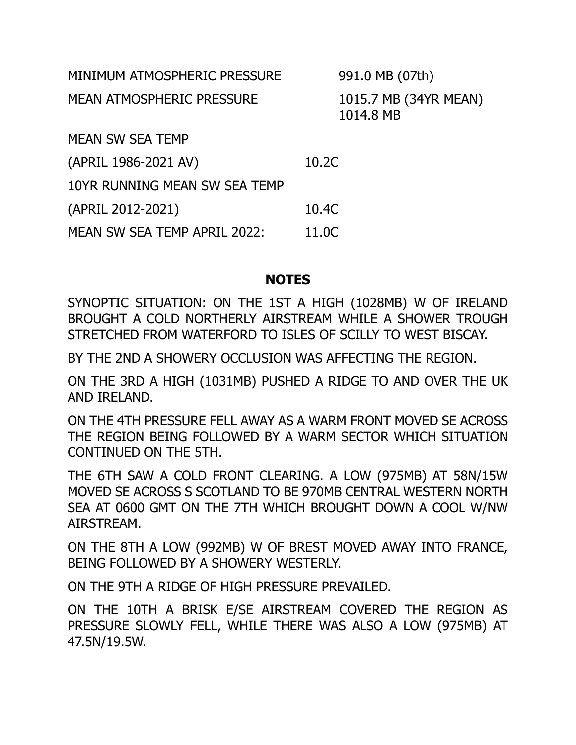| | |
|---|---|
| MINIMUM ATMOSPHERIC PRESSURE | 991.0 MB (07th) |
| MEAN ATMOSPHERIC PRESSURE | 1015.7 MB (34YR MEAN) 1014.8 MB |

| | |
|---|---|
| MEAN SW SEA TEMP | |
| (APRIL 1986-2021 AV) | 10.2C |
| 10YR RUNNING MEAN SW SEA TEMP | |
| (APRIL 2012-2021) | 10.4C |
| MEAN SW SEA TEMP APRIL 2022: | 11.0C |

## NOTES

SYNOPTIC SITUATION: ON THE 1ST A HIGH (1028MB) W OF IRELAND BROUGHT A COLD NORTHERLY AIRSTREAM WHILE A SHOWER TROUGH STRETCHED FROM WATERFORD TO ISLES OF SCILLY TO WEST BISCAY.

BY THE 2ND A SHOWERY OCCLUSION WAS AFFECTING THE REGION.

ON THE 3RD A HIGH (1031MB) PUSHED A RIDGE TO AND OVER THE UK AND IRELAND.

ON THE 4TH PRESSURE FELL AWAY AS A WARM FRONT MOVED SE ACROSS THE REGION BEING FOLLOWED BY A WARM SECTOR WHICH SITUATION CONTINUED ON THE 5TH.

THE 6TH SAW A COLD FRONT CLEARING. A LOW (975MB) AT 58N/15W MOVED SE ACROSS S SCOTLAND TO BE 970MB CENTRAL WESTERN NORTH SEA AT 0600 GMT ON THE 7TH WHICH BROUGHT DOWN A COOL W/NW AIRSTREAM.

ON THE 8TH A LOW (992MB) W OF BREST MOVED AWAY INTO FRANCE, BEING FOLLOWED BY A SHOWERY WESTERLY.

ON THE 9TH A RIDGE OF HIGH PRESSURE PREVAILED.

ON THE 10TH A BRISK E/SE AIRSTREAM COVERED THE REGION AS PRESSURE SLOWLY FELL, WHILE THERE WAS ALSO A LOW (975MB) AT 47.5N/19.5W.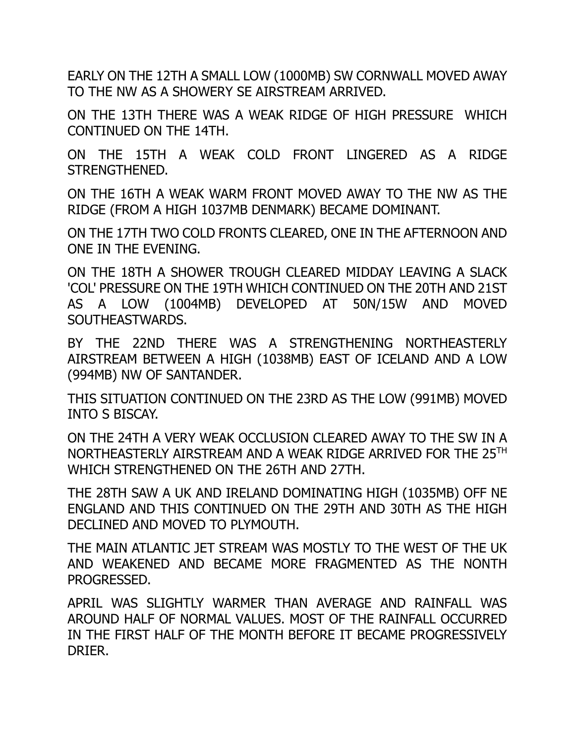EARLY ON THE 12TH A SMALL LOW (1000MB) SW CORNWALL MOVED AWAY TO THE NW AS A SHOWERY SE AIRSTREAM ARRIVED.

ON THE 13TH THERE WAS A WEAK RIDGE OF HIGH PRESSURE WHICH CONTINUED ON THE 14TH.

ON THE 15TH A WEAK COLD FRONT LINGERED AS A RIDGE STRENGTHENED.

ON THE 16TH A WEAK WARM FRONT MOVED AWAY TO THE NW AS THE RIDGE (FROM A HIGH 1037MB DENMARK) BECAME DOMINANT.

ON THE 17TH TWO COLD FRONTS CLEARED, ONE IN THE AFTERNOON AND ONE IN THE EVENING.

ON THE 18TH A SHOWER TROUGH CLEARED MIDDAY LEAVING A SLACK 'COL' PRESSURE ON THE 19TH WHICH CONTINUED ON THE 20TH AND 21ST AS A LOW (1004MB) DEVELOPED AT 50N/15W AND MOVED SOUTHEASTWARDS.

BY THE 22ND THERE WAS A STRENGTHENING NORTHEASTERLY AIRSTREAM BETWEEN A HIGH (1038MB) EAST OF ICELAND AND A LOW (994MB) NW OF SANTANDER.

THIS SITUATION CONTINUED ON THE 23RD AS THE LOW (991MB) MOVED INTO S BISCAY.

ON THE 24TH A VERY WEAK OCCLUSION CLEARED AWAY TO THE SW IN A NORTHEASTERLY AIRSTREAM AND A WEAK RIDGE ARRIVED FOR THE 25TH WHICH STRENGTHENED ON THE 26TH AND 27TH.

THE 28TH SAW A UK AND IRELAND DOMINATING HIGH (1035MB) OFF NE ENGLAND AND THIS CONTINUED ON THE 29TH AND 30TH AS THE HIGH DECLINED AND MOVED TO PLYMOUTH.

THE MAIN ATLANTIC JET STREAM WAS MOSTLY TO THE WEST OF THE UK AND WEAKENED AND BECAME MORE FRAGMENTED AS THE NONTH PROGRESSED.

APRIL WAS SLIGHTLY WARMER THAN AVERAGE AND RAINFALL WAS AROUND HALF OF NORMAL VALUES. MOST OF THE RAINFALL OCCURRED IN THE FIRST HALF OF THE MONTH BEFORE IT BECAME PROGRESSIVELY DRIER.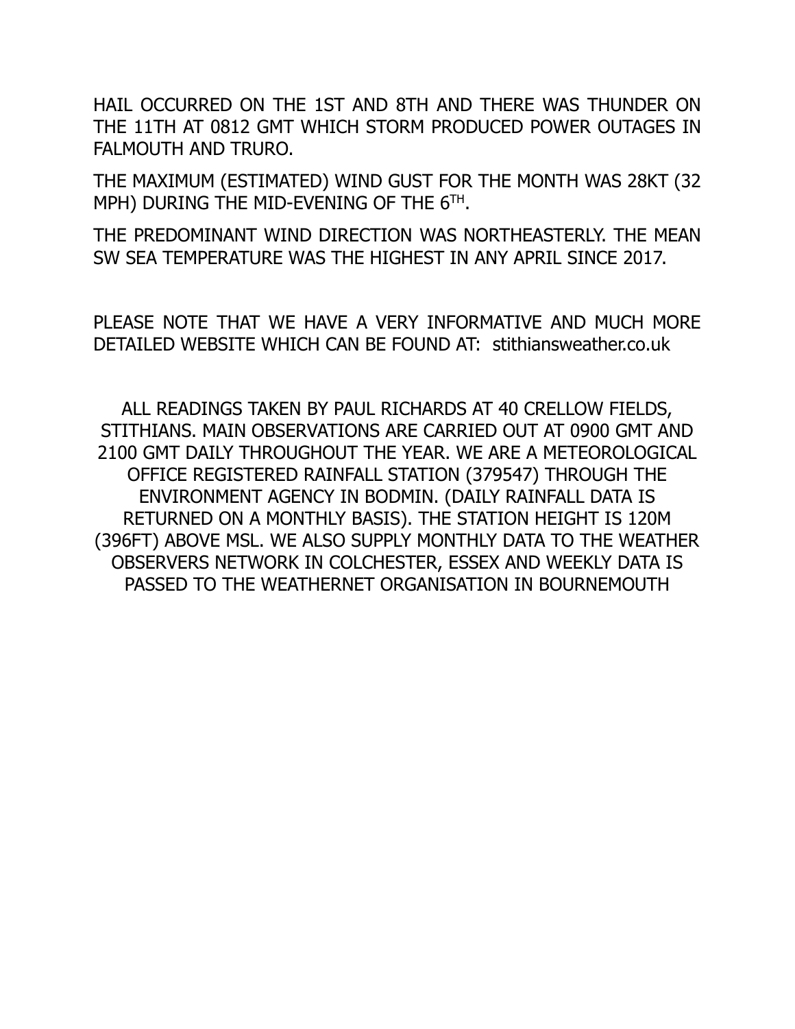HAIL OCCURRED ON THE 1ST AND 8TH AND THERE WAS THUNDER ON THE 11TH AT 0812 GMT WHICH STORM PRODUCED POWER OUTAGES IN FALMOUTH AND TRURO.

THE MAXIMUM (ESTIMATED) WIND GUST FOR THE MONTH WAS 28KT (32 MPH) DURING THE MID-EVENING OF THE 6TH.

THE PREDOMINANT WIND DIRECTION WAS NORTHEASTERLY. THE MEAN SW SEA TEMPERATURE WAS THE HIGHEST IN ANY APRIL SINCE 2017.

PLEASE NOTE THAT WE HAVE A VERY INFORMATIVE AND MUCH MORE DETAILED WEBSITE WHICH CAN BE FOUND AT: stithiansweather.co.uk

ALL READINGS TAKEN BY PAUL RICHARDS AT 40 CRELLOW FIELDS, STITHIANS. MAIN OBSERVATIONS ARE CARRIED OUT AT 0900 GMT AND 2100 GMT DAILY THROUGHOUT THE YEAR. WE ARE A METEOROLOGICAL OFFICE REGISTERED RAINFALL STATION (379547) THROUGH THE ENVIRONMENT AGENCY IN BODMIN. (DAILY RAINFALL DATA IS RETURNED ON A MONTHLY BASIS). THE STATION HEIGHT IS 120M (396FT) ABOVE MSL. WE ALSO SUPPLY MONTHLY DATA TO THE WEATHER OBSERVERS NETWORK IN COLCHESTER, ESSEX AND WEEKLY DATA IS PASSED TO THE WEATHERNET ORGANISATION IN BOURNEMOUTH